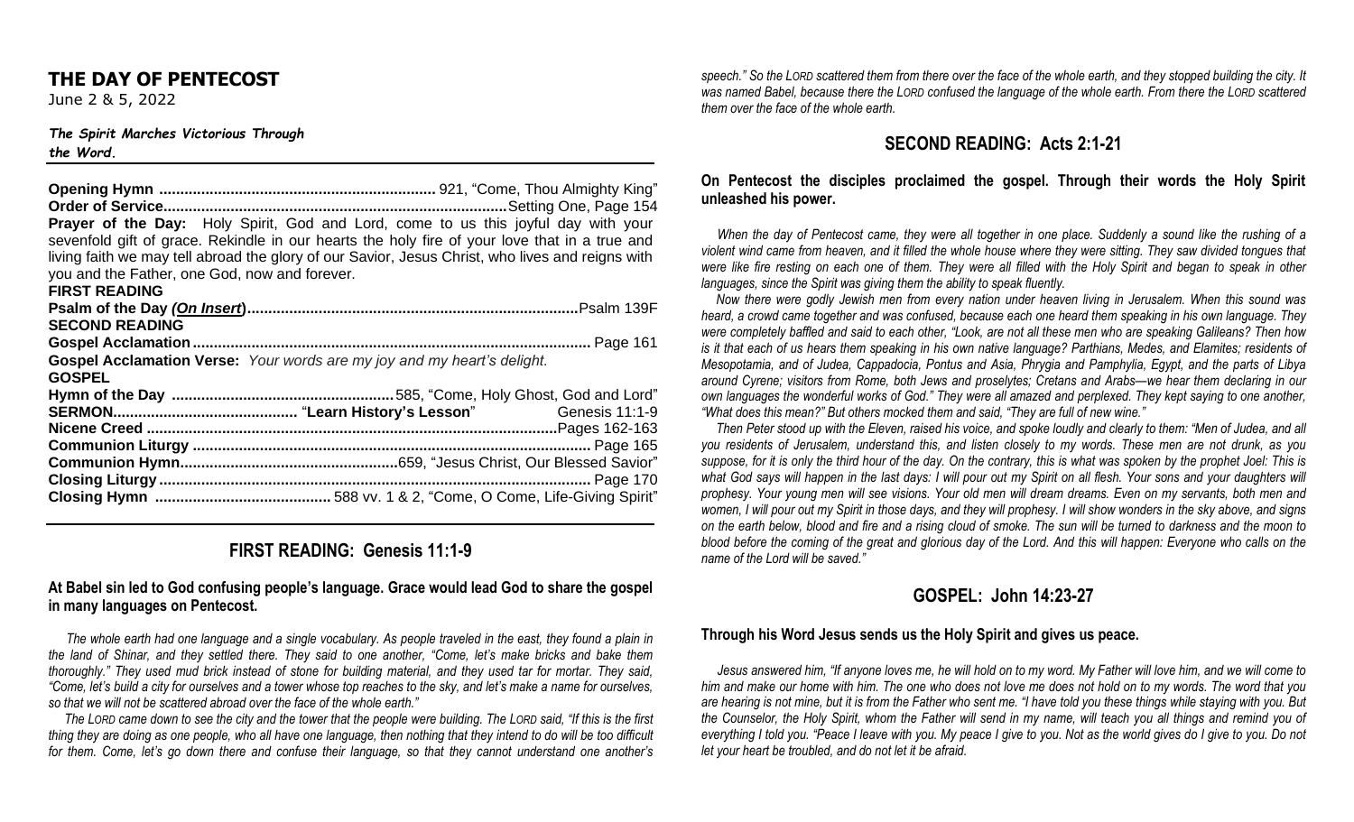# THE DAY OF PENTECOST

June 2 & 5, 2022

***The Spirit Marches Victorious Through the Word.***

---

**Opening Hymn** ................................................................ 921, "Come, Thou Almighty King"
**Order of Service**................................................................Setting One, Page 154
**Prayer of the Day:** Holy Spirit, God and Lord, come to us this joyful day with your sevenfold gift of grace. Rekindle in our hearts the holy fire of your love that in a true and living faith we may tell abroad the glory of our Savior, Jesus Christ, who lives and reigns with you and the Father, one God, now and forever.
**FIRST READING**
**Psalm of the Day *(On Insert)***.............................................................................Psalm 139F
**SECOND READING**
**Gospel Acclamation**............................................................................................ Page 161
**Gospel Acclamation Verse:** *Your words are my joy and my heart's delight.*
**GOSPEL**
**Hymn of the Day** .....................................................585, "Come, Holy Ghost, God and Lord"
**SERMON**............................................ "**Learn History's Lesson**" Genesis 11:1-9
**Nicene Creed** .................................................................................................Pages 162-163
**Communion Liturgy** ............................................................................................. Page 165
**Communion Hymn**...................................................659, "Jesus Christ, Our Blessed Savior"
**Closing Liturgy** ..................................................................................................... Page 170
**Closing Hymn** .......................................... 588 vv. 1 & 2, "Come, O Come, Life-Giving Spirit"

---

## FIRST READING: Genesis 11:1-9

**At Babel sin led to God confusing people's language. Grace would lead God to share the gospel in many languages on Pentecost.**

*The whole earth had one language and a single vocabulary. As people traveled in the east, they found a plain in the land of Shinar, and they settled there. They said to one another, "Come, let's make bricks and bake them thoroughly." They used mud brick instead of stone for building material, and they used tar for mortar. They said, "Come, let's build a city for ourselves and a tower whose top reaches to the sky, and let's make a name for ourselves, so that we will not be scattered abroad over the face of the whole earth."*

*The LORD came down to see the city and the tower that the people were building. The LORD said, "If this is the first thing they are doing as one people, who all have one language, then nothing that they intend to do will be too difficult for them. Come, let's go down there and confuse their language, so that they cannot understand one another's speech." So the LORD scattered them from there over the face of the whole earth, and they stopped building the city. It was named Babel, because there the LORD confused the language of the whole earth. From there the LORD scattered them over the face of the whole earth.*

## SECOND READING: Acts 2:1-21

**On Pentecost the disciples proclaimed the gospel. Through their words the Holy Spirit unleashed his power.**

*When the day of Pentecost came, they were all together in one place. Suddenly a sound like the rushing of a violent wind came from heaven, and it filled the whole house where they were sitting. They saw divided tongues that were like fire resting on each one of them. They were all filled with the Holy Spirit and began to speak in other languages, since the Spirit was giving them the ability to speak fluently.*

*Now there were godly Jewish men from every nation under heaven living in Jerusalem. When this sound was heard, a crowd came together and was confused, because each one heard them speaking in his own language. They were completely baffled and said to each other, "Look, are not all these men who are speaking Galileans? Then how is it that each of us hears them speaking in his own native language? Parthians, Medes, and Elamites; residents of Mesopotamia, and of Judea, Cappadocia, Pontus and Asia, Phrygia and Pamphylia, Egypt, and the parts of Libya around Cyrene; visitors from Rome, both Jews and proselytes; Cretans and Arabs—we hear them declaring in our own languages the wonderful works of God." They were all amazed and perplexed. They kept saying to one another, "What does this mean?" But others mocked them and said, "They are full of new wine."*

*Then Peter stood up with the Eleven, raised his voice, and spoke loudly and clearly to them: "Men of Judea, and all you residents of Jerusalem, understand this, and listen closely to my words. These men are not drunk, as you suppose, for it is only the third hour of the day. On the contrary, this is what was spoken by the prophet Joel: This is what God says will happen in the last days: I will pour out my Spirit on all flesh. Your sons and your daughters will prophesy. Your young men will see visions. Your old men will dream dreams. Even on my servants, both men and women, I will pour out my Spirit in those days, and they will prophesy. I will show wonders in the sky above, and signs on the earth below, blood and fire and a rising cloud of smoke. The sun will be turned to darkness and the moon to blood before the coming of the great and glorious day of the Lord. And this will happen: Everyone who calls on the name of the Lord will be saved."*

## GOSPEL: John 14:23-27

**Through his Word Jesus sends us the Holy Spirit and gives us peace.**

*Jesus answered him, "If anyone loves me, he will hold on to my word. My Father will love him, and we will come to him and make our home with him. The one who does not love me does not hold on to my words. The word that you are hearing is not mine, but it is from the Father who sent me. "I have told you these things while staying with you. But the Counselor, the Holy Spirit, whom the Father will send in my name, will teach you all things and remind you of everything I told you. "Peace I leave with you. My peace I give to you. Not as the world gives do I give to you. Do not let your heart be troubled, and do not let it be afraid.*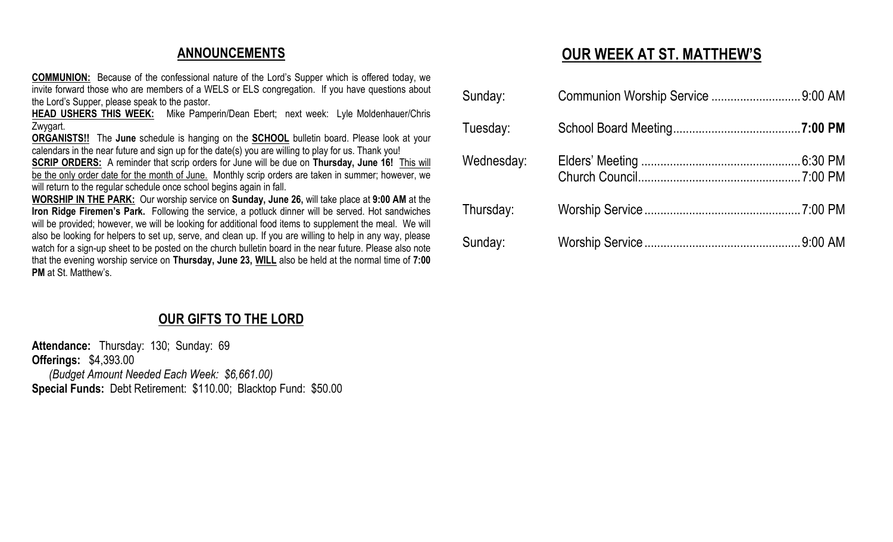## ANNOUNCEMENTS

**COMMUNION:** Because of the confessional nature of the Lord's Supper which is offered today, we invite forward those who are members of a WELS or ELS congregation. If you have questions about the Lord's Supper, please speak to the pastor.

**HEAD USHERS THIS WEEK:** Mike Pamperin/Dean Ebert; next week: Lyle Moldenhauer/Chris Zwygart.

**ORGANISTS!!** The **June** schedule is hanging on the **SCHOOL** bulletin board. Please look at your calendars in the near future and sign up for the date(s) you are willing to play for us. Thank you!

**SCRIP ORDERS:** A reminder that scrip orders for June will be due on **Thursday, June 16!** This will be the only order date for the month of June. Monthly scrip orders are taken in summer; however, we will return to the regular schedule once school begins again in fall.

**WORSHIP IN THE PARK:** Our worship service on **Sunday, June 26,** will take place at **9:00 AM** at the **Iron Ridge Firemen's Park.** Following the service, a potluck dinner will be served. Hot sandwiches will be provided; however, we will be looking for additional food items to supplement the meal. We will also be looking for helpers to set up, serve, and clean up. If you are willing to help in any way, please watch for a sign-up sheet to be posted on the church bulletin board in the near future. Please also note that the evening worship service on **Thursday, June 23, WILL** also be held at the normal time of **7:00 PM** at St. Matthew's.

## OUR GIFTS TO THE LORD

**Attendance:** Thursday: 130; Sunday: 69

**Offerings:** $4,393.00

*(Budget Amount Needed Each Week: $6,661.00)*

**Special Funds:** Debt Retirement: $110.00; Blacktop Fund: $50.00

## OUR WEEK AT ST. MATTHEW'S

| | | |
|---|---|---|
| Sunday: | Communion Worship Service | 9:00 AM |
| Tuesday: | School Board Meeting | **7:00 PM** |
| Wednesday: | Elders' Meeting | 6:30 PM |
| | Church Council | 7:00 PM |
| Thursday: | Worship Service | 7:00 PM |
| Sunday: | Worship Service | 9:00 AM |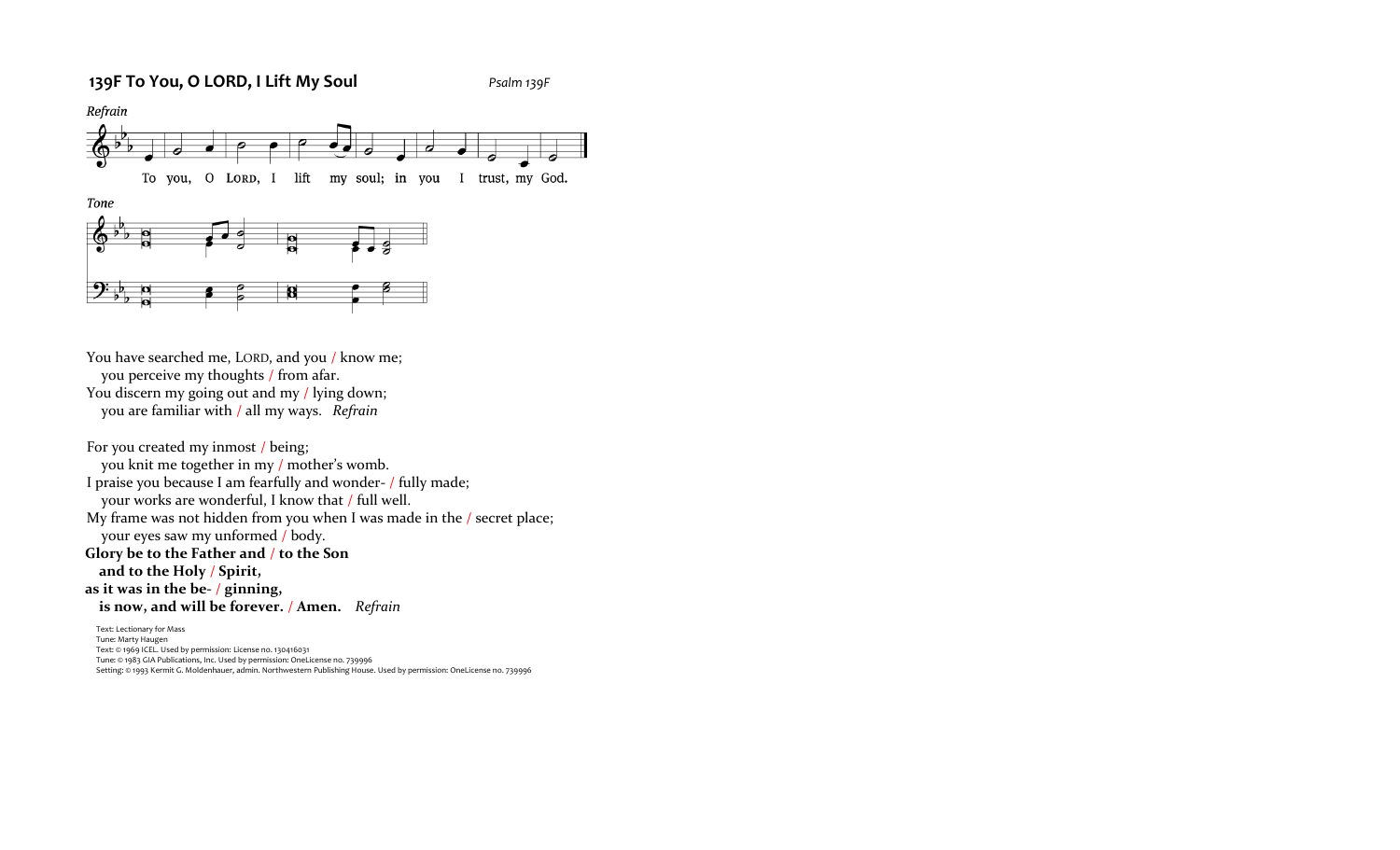## 139F To You, O LORD, I Lift My Soul

*Psalm 139F*

*Refrain*

To you, O LORD, I lift my soul; in you I trust, my God.

*Tone*

You have searched me, LORD, and you / know me;
you perceive my thoughts / from afar.
You discern my going out and my / lying down;
you are familiar with / all my ways. *Refrain*

For you created my inmost / being;
you knit me together in my / mother's womb.
I praise you because I am fearfully and wonder- / fully made;
your works are wonderful, I know that / full well.
My frame was not hidden from you when I was made in the / secret place;
your eyes saw my unformed / body.
**Glory be to the Father and / to the Son**
**and to the Holy / Spirit,**
**as it was in the be- / ginning,**
**is now, and will be forever. / Amen.** *Refrain*

Text: Lectionary for Mass
Tune: Marty Haugen
Text: © 1969 ICEL. Used by permission: License no. 130416031
Tune: © 1983 GIA Publications, Inc. Used by permission: OneLicense no. 739996
Setting: © 1993 Kermit G. Moldenhauer, admin. Northwestern Publishing House. Used by permission: OneLicense no. 739996